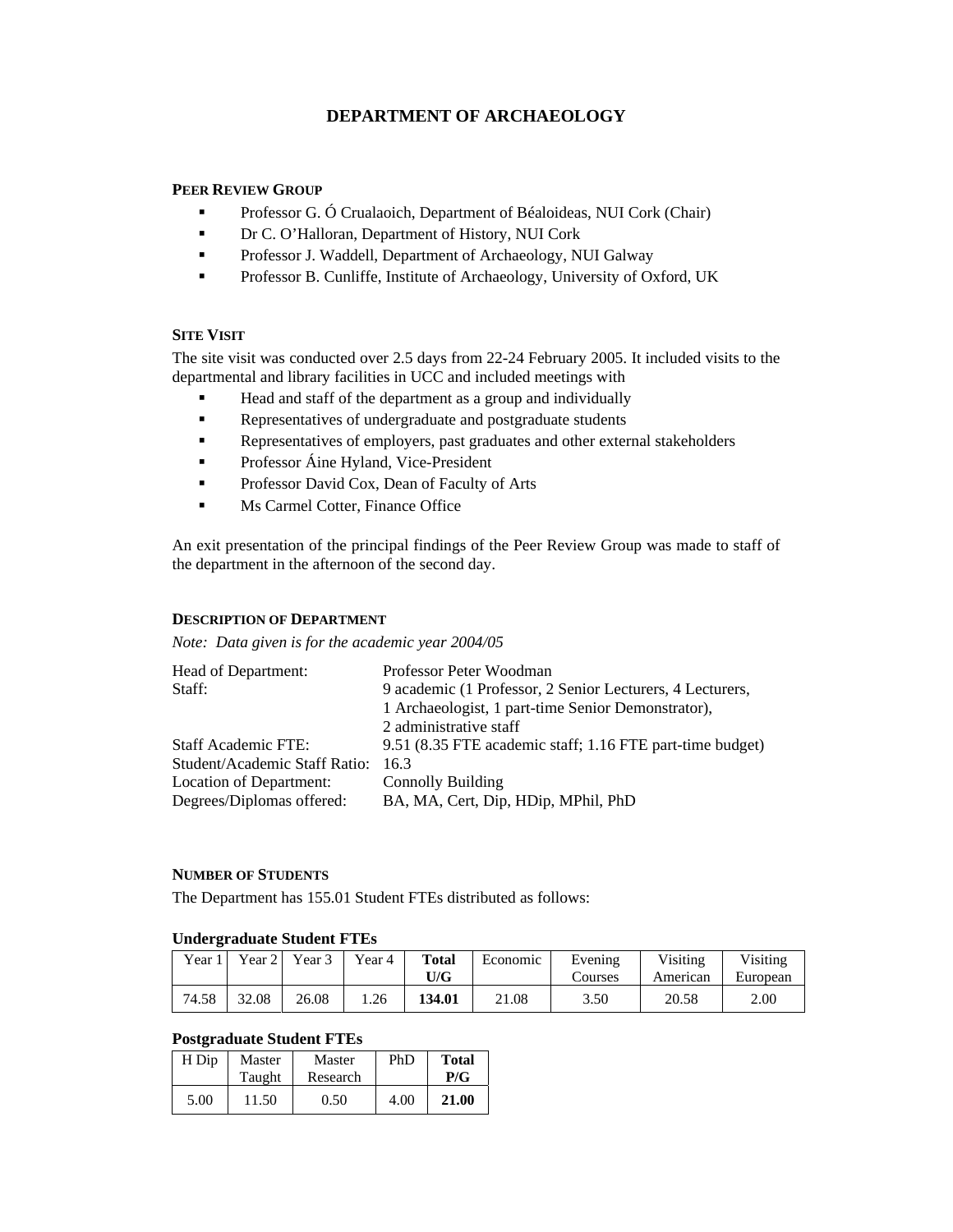# DEPARTMENT OF ARCHAEOLOGY

## PEER REVIEW GROUP

- Professor G. Ó Crualaoich, Department of Béaloideas, NUI Cork (Chair)
- Dr C. O'Halloran, Department of History, NUI Cork
- Professor J. Waddell, Department of Archaeology, NUI Galway
- Professor B. Cunliffe, Institute of Archaeology, University of Oxford, UK

## SITE VISIT

The site visit was conducted over 2.5 days from 22-24 February 2005. It included visits to the departmental and library facilities in UCC and included meetings with

- Head and staff of the department as a group and individually
- Representatives of undergraduate and postgraduate students
- Representatives of employers, past graduates and other external stakeholders
- Professor Áine Hyland, Vice-President
- Professor David Cox, Dean of Faculty of Arts
- Ms Carmel Cotter, Finance Office

An exit presentation of the principal findings of the Peer Review Group was made to staff of the department in the afternoon of the second day.

## DESCRIPTION OF DEPARTMENT

*Note: Data given is for the academic year 2004/05*

| | |
|---|---|
| Head of Department: | Professor Peter Woodman |
| Staff: | 9 academic (1 Professor, 2 Senior Lecturers, 4 Lecturers, 1 Archaeologist, 1 part-time Senior Demonstrator), 2 administrative staff |
| Staff Academic FTE: | 9.51 (8.35 FTE academic staff; 1.16 FTE part-time budget) |
| Student/Academic Staff Ratio: | 16.3 |
| Location of Department: | Connolly Building |
| Degrees/Diplomas offered: | BA, MA, Cert, Dip, HDip, MPhil, PhD |

## NUMBER OF STUDENTS

The Department has 155.01 Student FTEs distributed as follows:

### Undergraduate Student FTEs

| Year 1 | Year 2 | Year 3 | Year 4 | **Total U/G** | Economic | Evening Courses | Visiting American | Visiting European |
|---|---|---|---|---|---|---|---|---|
| 74.58 | 32.08 | 26.08 | 1.26 | **134.01** | 21.08 | 3.50 | 20.58 | 2.00 |

### Postgraduate Student FTEs

| H Dip | Master Taught | Master Research | PhD | **Total P/G** |
|---|---|---|---|---|
| 5.00 | 11.50 | 0.50 | 4.00 | **21.00** |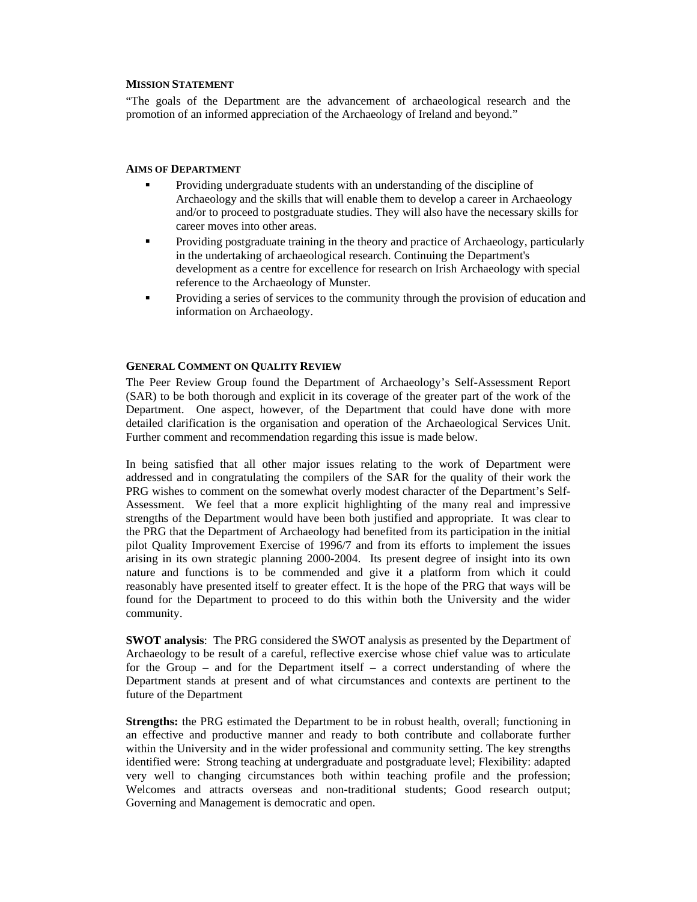## Mission Statement

"The goals of the Department are the advancement of archaeological research and the promotion of an informed appreciation of the Archaeology of Ireland and beyond."

## Aims of Department

- Providing undergraduate students with an understanding of the discipline of Archaeology and the skills that will enable them to develop a career in Archaeology and/or to proceed to postgraduate studies. They will also have the necessary skills for career moves into other areas.
- Providing postgraduate training in the theory and practice of Archaeology, particularly in the undertaking of archaeological research. Continuing the Department's development as a centre for excellence for research on Irish Archaeology with special reference to the Archaeology of Munster.
- Providing a series of services to the community through the provision of education and information on Archaeology.

## General Comment on Quality Review

The Peer Review Group found the Department of Archaeology's Self-Assessment Report (SAR) to be both thorough and explicit in its coverage of the greater part of the work of the Department. One aspect, however, of the Department that could have done with more detailed clarification is the organisation and operation of the Archaeological Services Unit. Further comment and recommendation regarding this issue is made below.

In being satisfied that all other major issues relating to the work of Department were addressed and in congratulating the compilers of the SAR for the quality of their work the PRG wishes to comment on the somewhat overly modest character of the Department's Self-Assessment. We feel that a more explicit highlighting of the many real and impressive strengths of the Department would have been both justified and appropriate. It was clear to the PRG that the Department of Archaeology had benefited from its participation in the initial pilot Quality Improvement Exercise of 1996/7 and from its efforts to implement the issues arising in its own strategic planning 2000-2004. Its present degree of insight into its own nature and functions is to be commended and give it a platform from which it could reasonably have presented itself to greater effect. It is the hope of the PRG that ways will be found for the Department to proceed to do this within both the University and the wider community.

**SWOT analysis**: The PRG considered the SWOT analysis as presented by the Department of Archaeology to be result of a careful, reflective exercise whose chief value was to articulate for the Group – and for the Department itself – a correct understanding of where the Department stands at present and of what circumstances and contexts are pertinent to the future of the Department

**Strengths:** the PRG estimated the Department to be in robust health, overall; functioning in an effective and productive manner and ready to both contribute and collaborate further within the University and in the wider professional and community setting. The key strengths identified were: Strong teaching at undergraduate and postgraduate level; Flexibility: adapted very well to changing circumstances both within teaching profile and the profession; Welcomes and attracts overseas and non-traditional students; Good research output; Governing and Management is democratic and open.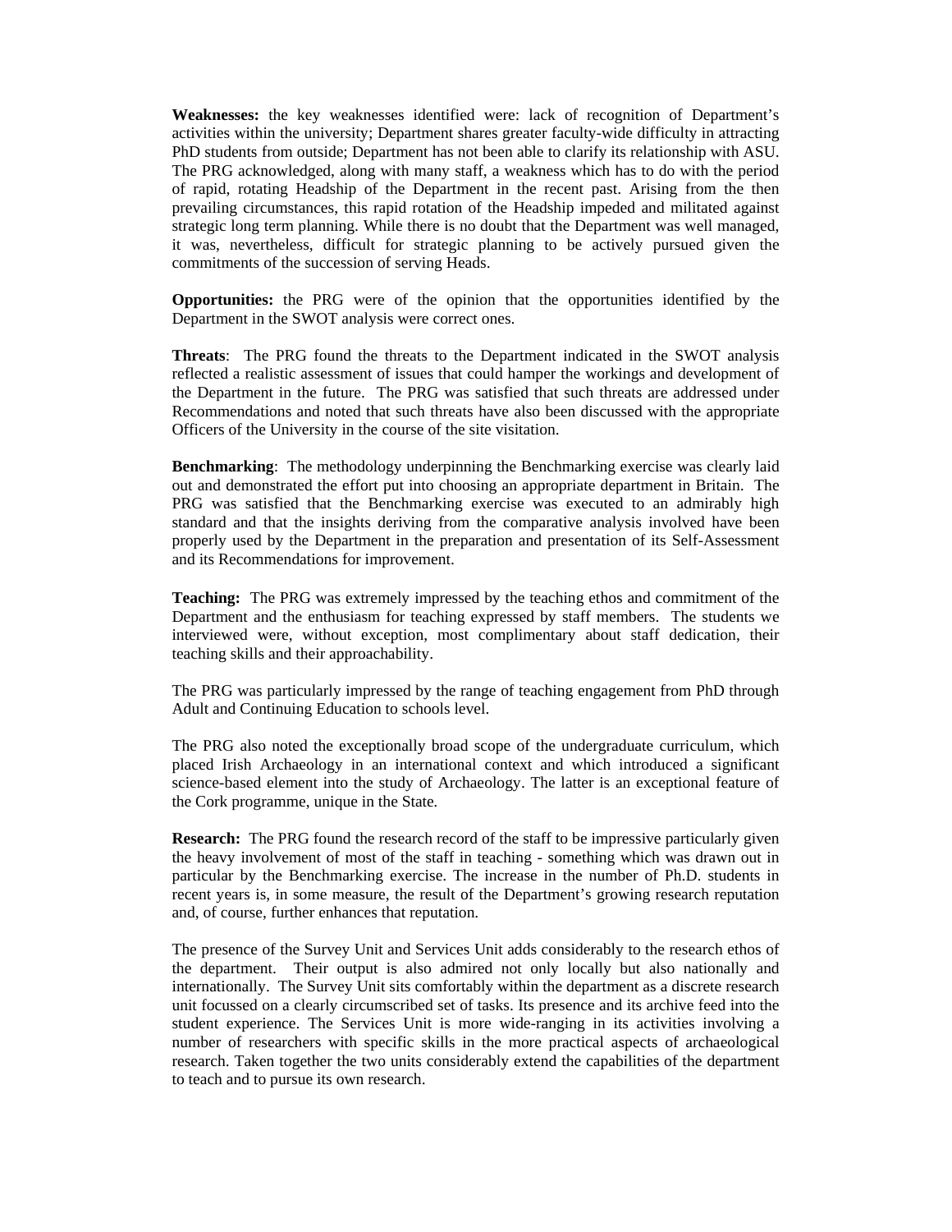**Weaknesses:** the key weaknesses identified were: lack of recognition of Department's activities within the university; Department shares greater faculty-wide difficulty in attracting PhD students from outside; Department has not been able to clarify its relationship with ASU. The PRG acknowledged, along with many staff, a weakness which has to do with the period of rapid, rotating Headship of the Department in the recent past. Arising from the then prevailing circumstances, this rapid rotation of the Headship impeded and militated against strategic long term planning. While there is no doubt that the Department was well managed, it was, nevertheless, difficult for strategic planning to be actively pursued given the commitments of the succession of serving Heads.

**Opportunities:** the PRG were of the opinion that the opportunities identified by the Department in the SWOT analysis were correct ones.

**Threats**: The PRG found the threats to the Department indicated in the SWOT analysis reflected a realistic assessment of issues that could hamper the workings and development of the Department in the future. The PRG was satisfied that such threats are addressed under Recommendations and noted that such threats have also been discussed with the appropriate Officers of the University in the course of the site visitation.

**Benchmarking**: The methodology underpinning the Benchmarking exercise was clearly laid out and demonstrated the effort put into choosing an appropriate department in Britain. The PRG was satisfied that the Benchmarking exercise was executed to an admirably high standard and that the insights deriving from the comparative analysis involved have been properly used by the Department in the preparation and presentation of its Self-Assessment and its Recommendations for improvement.

**Teaching:** The PRG was extremely impressed by the teaching ethos and commitment of the Department and the enthusiasm for teaching expressed by staff members. The students we interviewed were, without exception, most complimentary about staff dedication, their teaching skills and their approachability.

The PRG was particularly impressed by the range of teaching engagement from PhD through Adult and Continuing Education to schools level.

The PRG also noted the exceptionally broad scope of the undergraduate curriculum, which placed Irish Archaeology in an international context and which introduced a significant science-based element into the study of Archaeology. The latter is an exceptional feature of the Cork programme, unique in the State.

**Research:** The PRG found the research record of the staff to be impressive particularly given the heavy involvement of most of the staff in teaching - something which was drawn out in particular by the Benchmarking exercise. The increase in the number of Ph.D. students in recent years is, in some measure, the result of the Department's growing research reputation and, of course, further enhances that reputation.

The presence of the Survey Unit and Services Unit adds considerably to the research ethos of the department. Their output is also admired not only locally but also nationally and internationally. The Survey Unit sits comfortably within the department as a discrete research unit focussed on a clearly circumscribed set of tasks. Its presence and its archive feed into the student experience. The Services Unit is more wide-ranging in its activities involving a number of researchers with specific skills in the more practical aspects of archaeological research. Taken together the two units considerably extend the capabilities of the department to teach and to pursue its own research.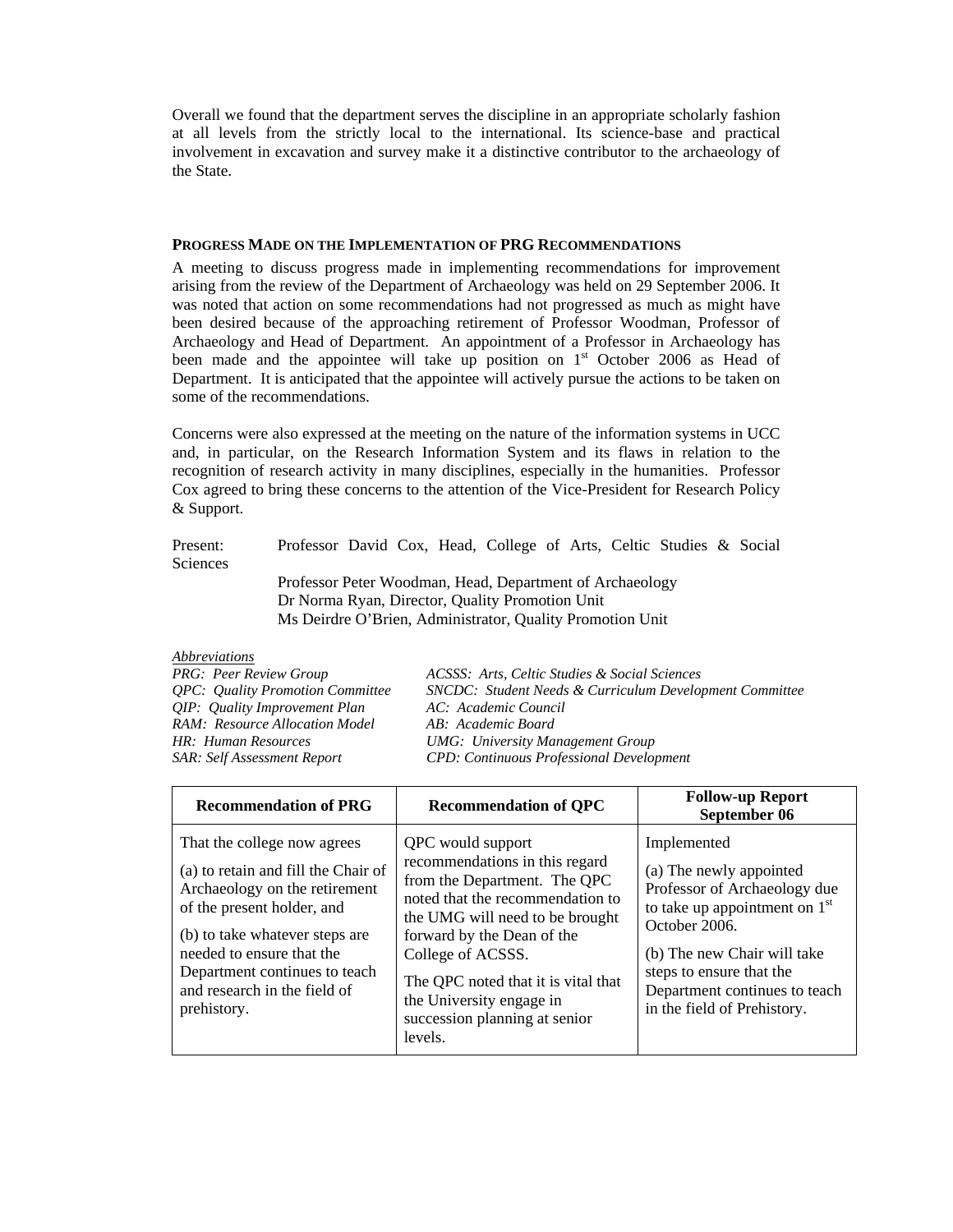Overall we found that the department serves the discipline in an appropriate scholarly fashion at all levels from the strictly local to the international. Its science-base and practical involvement in excavation and survey make it a distinctive contributor to the archaeology of the State.

## PROGRESS MADE ON THE IMPLEMENTATION OF PRG RECOMMENDATIONS

A meeting to discuss progress made in implementing recommendations for improvement arising from the review of the Department of Archaeology was held on 29 September 2006. It was noted that action on some recommendations had not progressed as much as might have been desired because of the approaching retirement of Professor Woodman, Professor of Archaeology and Head of Department. An appointment of a Professor in Archaeology has been made and the appointee will take up position on 1st October 2006 as Head of Department. It is anticipated that the appointee will actively pursue the actions to be taken on some of the recommendations.

Concerns were also expressed at the meeting on the nature of the information systems in UCC and, in particular, on the Research Information System and its flaws in relation to the recognition of research activity in many disciplines, especially in the humanities. Professor Cox agreed to bring these concerns to the attention of the Vice-President for Research Policy & Support.

Present: Professor David Cox, Head, College of Arts, Celtic Studies & Social Sciences
Professor Peter Woodman, Head, Department of Archaeology
Dr Norma Ryan, Director, Quality Promotion Unit
Ms Deirdre O'Brien, Administrator, Quality Promotion Unit

*Abbreviations*

| | |
|---|---|
| *PRG: Peer Review Group* | *ACSSS: Arts, Celtic Studies & Social Sciences* |
| *QPC: Quality Promotion Committee* | *SNCDC: Student Needs & Curriculum Development Committee* |
| *QIP: Quality Improvement Plan* | *AC: Academic Council* |
| *RAM: Resource Allocation Model* | *AB: Academic Board* |
| *HR: Human Resources* | *UMG: University Management Group* |
| *SAR: Self Assessment Report* | *CPD: Continuous Professional Development* |

| Recommendation of PRG | Recommendation of QPC | Follow-up Report September 06 |
|---|---|---|
| That the college now agrees<br><br>(a) to retain and fill the Chair of Archaeology on the retirement of the present holder, and<br><br>(b) to take whatever steps are needed to ensure that the Department continues to teach and research in the field of prehistory. | QPC would support recommendations in this regard from the Department. The QPC noted that the recommendation to the UMG will need to be brought forward by the Dean of the College of ACSSS.<br><br>The QPC noted that it is vital that the University engage in succession planning at senior levels. | Implemented<br><br>(a) The newly appointed Professor of Archaeology due to take up appointment on 1st October 2006.<br><br>(b) The new Chair will take steps to ensure that the Department continues to teach in the field of Prehistory. |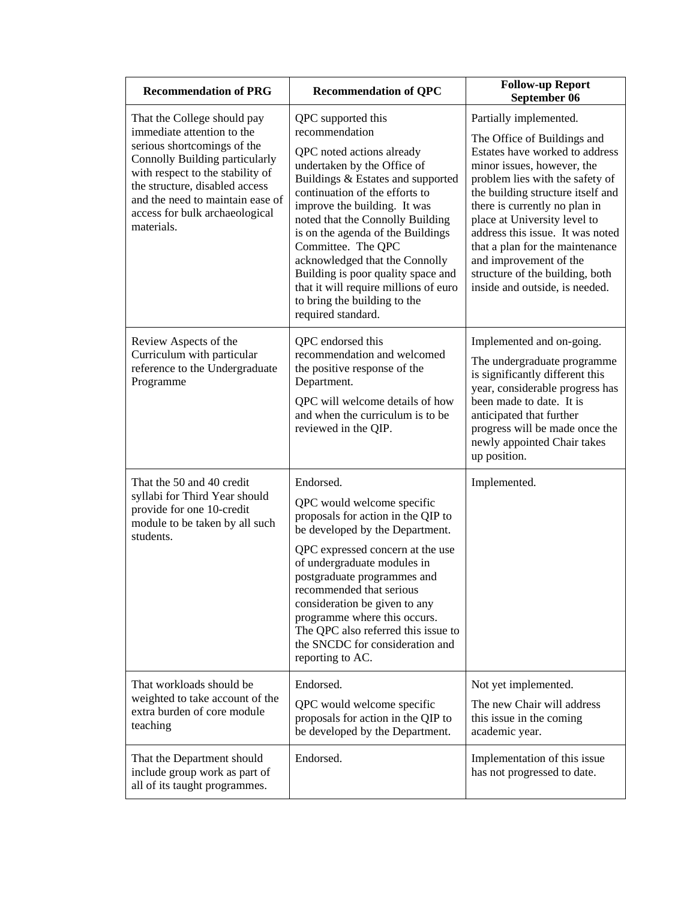| Recommendation of PRG | Recommendation of QPC | Follow-up Report September 06 |
| --- | --- | --- |
| That the College should pay immediate attention to the serious shortcomings of the Connolly Building particularly with respect to the stability of the structure, disabled access and the need to maintain ease of access for bulk archaeological materials. | QPC supported this recommendation<br><br>QPC noted actions already undertaken by the Office of Buildings & Estates and supported continuation of the efforts to improve the building. It was noted that the Connolly Building is on the agenda of the Buildings Committee. The QPC acknowledged that the Connolly Building is poor quality space and that it will require millions of euro to bring the building to the required standard. | Partially implemented.<br><br>The Office of Buildings and Estates have worked to address minor issues, however, the problem lies with the safety of the building structure itself and there is currently no plan in place at University level to address this issue. It was noted that a plan for the maintenance and improvement of the structure of the building, both inside and outside, is needed. |
| Review Aspects of the Curriculum with particular reference to the Undergraduate Programme | QPC endorsed this recommendation and welcomed the positive response of the Department.<br><br>QPC will welcome details of how and when the curriculum is to be reviewed in the QIP. | Implemented and on-going.<br><br>The undergraduate programme is significantly different this year, considerable progress has been made to date. It is anticipated that further progress will be made once the newly appointed Chair takes up position. |
| That the 50 and 40 credit syllabi for Third Year should provide for one 10-credit module to be taken by all such students. | Endorsed.<br><br>QPC would welcome specific proposals for action in the QIP to be developed by the Department.<br><br>QPC expressed concern at the use of undergraduate modules in postgraduate programmes and recommended that serious consideration be given to any programme where this occurs. The QPC also referred this issue to the SNCDC for consideration and reporting to AC. | Implemented. |
| That workloads should be weighted to take account of the extra burden of core module teaching | Endorsed.<br><br>QPC would welcome specific proposals for action in the QIP to be developed by the Department. | Not yet implemented.<br><br>The new Chair will address this issue in the coming academic year. |
| That the Department should include group work as part of all of its taught programmes. | Endorsed. | Implementation of this issue has not progressed to date. |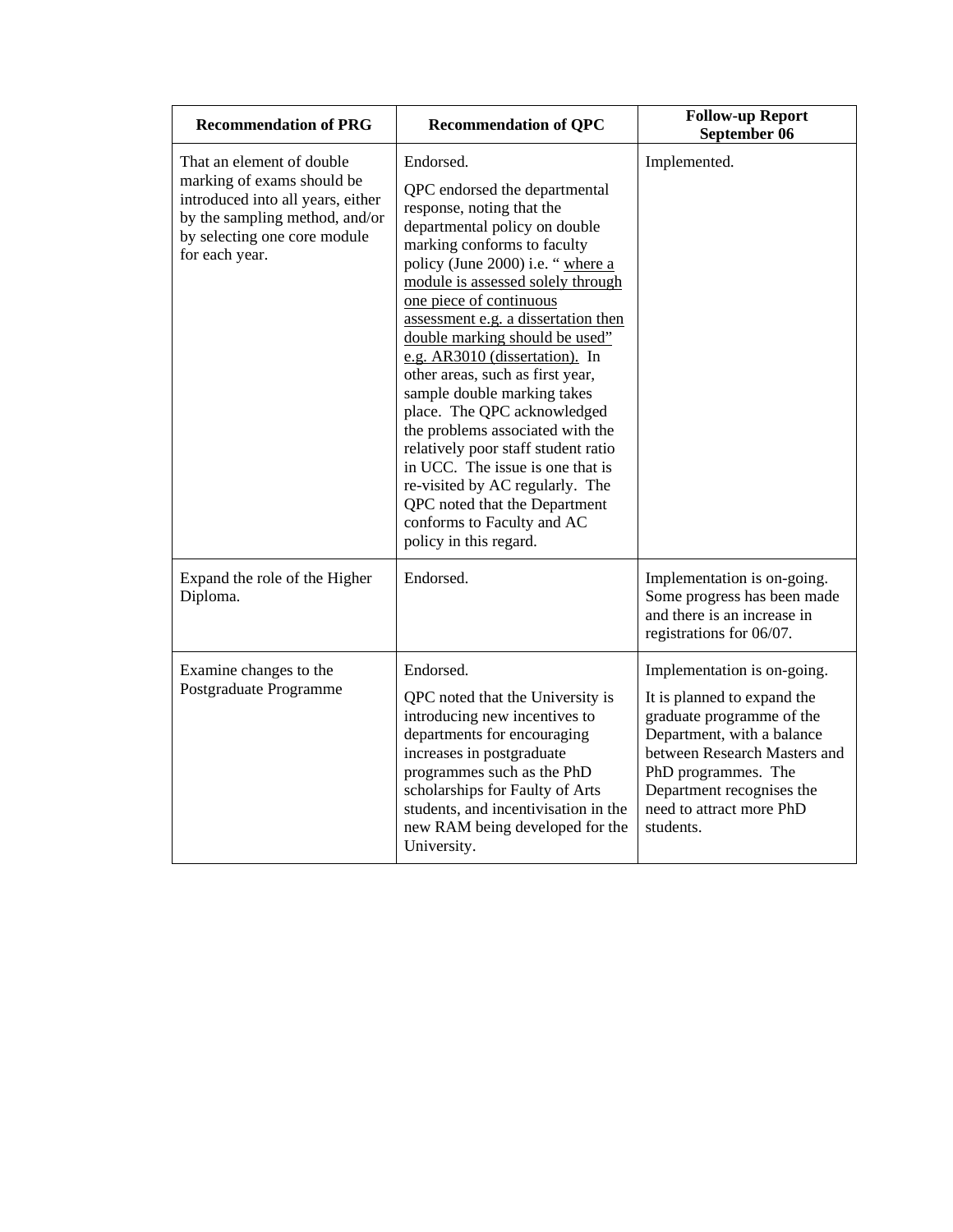| Recommendation of PRG | Recommendation of QPC | Follow-up Report September 06 |
|---|---|---|
| That an element of double marking of exams should be introduced into all years, either by the sampling method, and/or by selecting one core module for each year. | Endorsed.<br><br>QPC endorsed the departmental response, noting that the departmental policy on double marking conforms to faculty policy (June 2000) i.e. " where a module is assessed solely through one piece of continuous assessment e.g. a dissertation then double marking should be used" e.g. AR3010 (dissertation). In other areas, such as first year, sample double marking takes place. The QPC acknowledged the problems associated with the relatively poor staff student ratio in UCC. The issue is one that is re-visited by AC regularly. The QPC noted that the Department conforms to Faculty and AC policy in this regard. | Implemented. |
| Expand the role of the Higher Diploma. | Endorsed. | Implementation is on-going. Some progress has been made and there is an increase in registrations for 06/07. |
| Examine changes to the Postgraduate Programme | Endorsed.<br><br>QPC noted that the University is introducing new incentives to departments for encouraging increases in postgraduate programmes such as the PhD scholarships for Faulty of Arts students, and incentivisation in the new RAM being developed for the University. | Implementation is on-going.<br><br>It is planned to expand the graduate programme of the Department, with a balance between Research Masters and PhD programmes. The Department recognises the need to attract more PhD students. |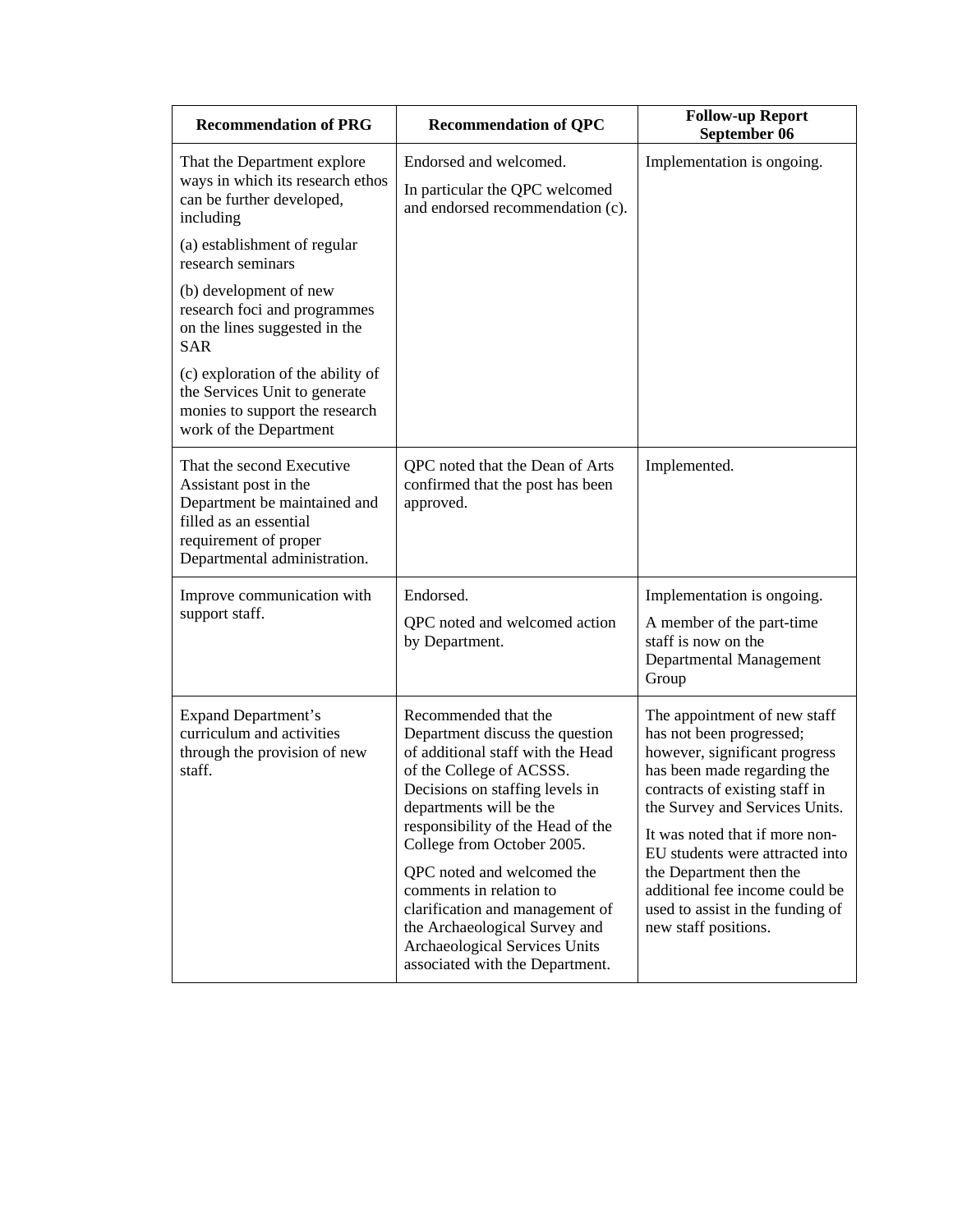| Recommendation of PRG | Recommendation of QPC | Follow-up Report September 06 |
|---|---|---|
| That the Department explore ways in which its research ethos can be further developed, including<br><br>(a) establishment of regular research seminars<br><br>(b) development of new research foci and programmes on the lines suggested in the SAR<br><br>(c) exploration of the ability of the Services Unit to generate monies to support the research work of the Department | Endorsed and welcomed.<br><br>In particular the QPC welcomed and endorsed recommendation (c). | Implementation is ongoing. |
| That the second Executive Assistant post in the Department be maintained and filled as an essential requirement of proper Departmental administration. | QPC noted that the Dean of Arts confirmed that the post has been approved. | Implemented. |
| Improve communication with support staff. | Endorsed.<br><br>QPC noted and welcomed action by Department. | Implementation is ongoing.<br><br>A member of the part-time staff is now on the Departmental Management Group |
| Expand Department's curriculum and activities through the provision of new staff. | Recommended that the Department discuss the question of additional staff with the Head of the College of ACSSS. Decisions on staffing levels in departments will be the responsibility of the Head of the College from October 2005.<br><br>QPC noted and welcomed the comments in relation to clarification and management of the Archaeological Survey and Archaeological Services Units associated with the Department. | The appointment of new staff has not been progressed; however, significant progress has been made regarding the contracts of existing staff in the Survey and Services Units.<br><br>It was noted that if more non-EU students were attracted into the Department then the additional fee income could be used to assist in the funding of new staff positions. |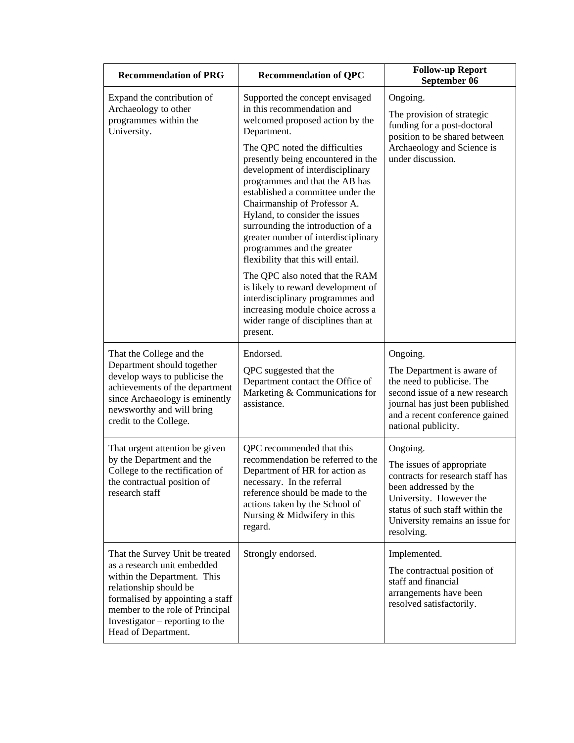| Recommendation of PRG | Recommendation of QPC | Follow-up Report September 06 |
|---|---|---|
| Expand the contribution of Archaeology to other programmes within the University. | Supported the concept envisaged in this recommendation and welcomed proposed action by the Department.<br><br>The QPC noted the difficulties presently being encountered in the development of interdisciplinary programmes and that the AB has established a committee under the Chairmanship of Professor A. Hyland, to consider the issues surrounding the introduction of a greater number of interdisciplinary programmes and the greater flexibility that this will entail.<br><br>The QPC also noted that the RAM is likely to reward development of interdisciplinary programmes and increasing module choice across a wider range of disciplines than at present. | Ongoing.<br><br>The provision of strategic funding for a post-doctoral position to be shared between Archaeology and Science is under discussion. |
| That the College and the Department should together develop ways to publicise the achievements of the department since Archaeology is eminently newsworthy and will bring credit to the College. | Endorsed.<br><br>QPC suggested that the Department contact the Office of Marketing & Communications for assistance. | Ongoing.<br><br>The Department is aware of the need to publicise. The second issue of a new research journal has just been published and a recent conference gained national publicity. |
| That urgent attention be given by the Department and the College to the rectification of the contractual position of research staff | QPC recommended that this recommendation be referred to the Department of HR for action as necessary. In the referral reference should be made to the actions taken by the School of Nursing & Midwifery in this regard. | Ongoing.<br><br>The issues of appropriate contracts for research staff has been addressed by the University. However the status of such staff within the University remains an issue for resolving. |
| That the Survey Unit be treated as a research unit embedded within the Department. This relationship should be formalised by appointing a staff member to the role of Principal Investigator – reporting to the Head of Department. | Strongly endorsed. | Implemented.<br><br>The contractual position of staff and financial arrangements have been resolved satisfactorily. |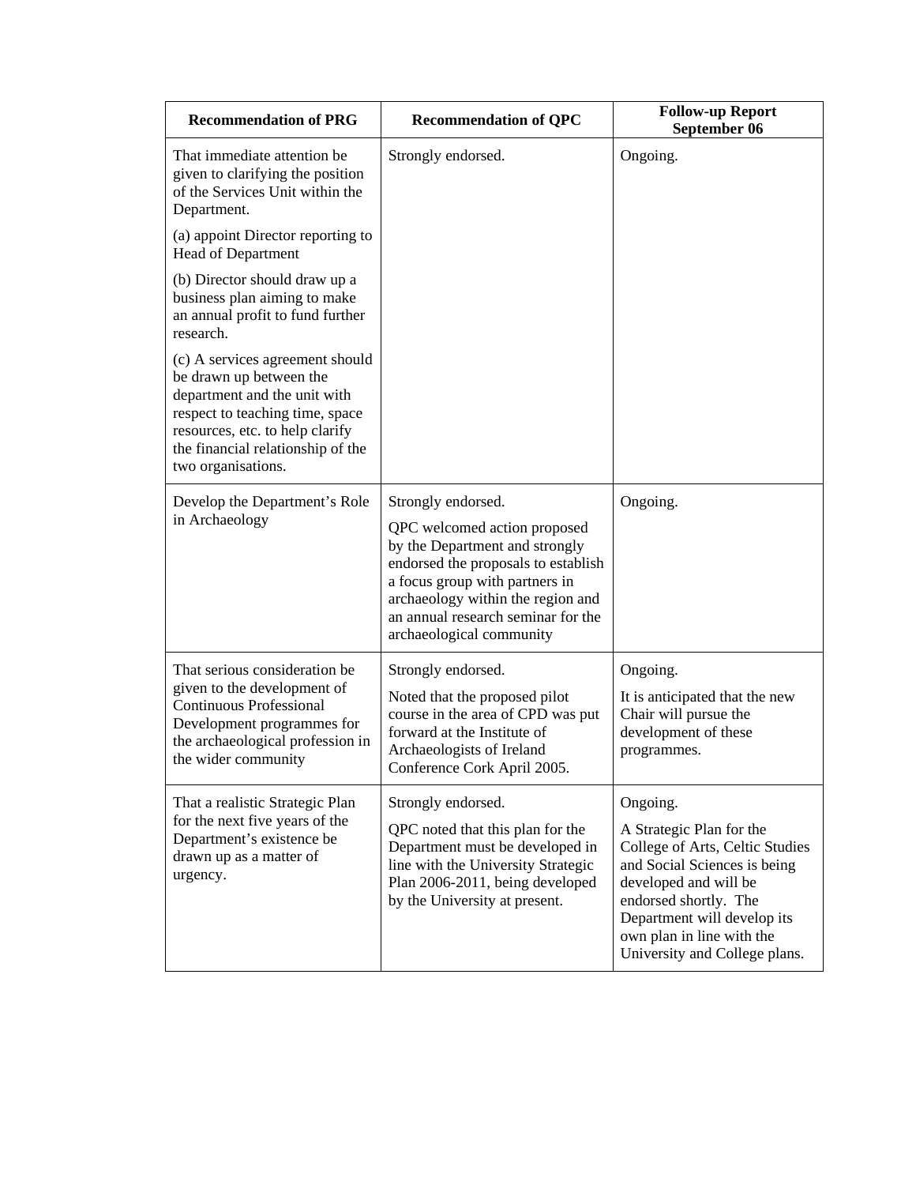| Recommendation of PRG | Recommendation of QPC | Follow-up Report September 06 |
|---|---|---|
| That immediate attention be given to clarifying the position of the Services Unit within the Department.<br><br>(a) appoint Director reporting to Head of Department<br><br>(b) Director should draw up a business plan aiming to make an annual profit to fund further research.<br><br>(c) A services agreement should be drawn up between the department and the unit with respect to teaching time, space resources, etc. to help clarify the financial relationship of the two organisations. | Strongly endorsed. | Ongoing. |
| Develop the Department's Role in Archaeology | Strongly endorsed.<br><br>QPC welcomed action proposed by the Department and strongly endorsed the proposals to establish a focus group with partners in archaeology within the region and an annual research seminar for the archaeological community | Ongoing. |
| That serious consideration be given to the development of Continuous Professional Development programmes for the archaeological profession in the wider community | Strongly endorsed.<br><br>Noted that the proposed pilot course in the area of CPD was put forward at the Institute of Archaeologists of Ireland Conference Cork April 2005. | Ongoing.<br><br>It is anticipated that the new Chair will pursue the development of these programmes. |
| That a realistic Strategic Plan for the next five years of the Department's existence be drawn up as a matter of urgency. | Strongly endorsed.<br><br>QPC noted that this plan for the Department must be developed in line with the University Strategic Plan 2006-2011, being developed by the University at present. | Ongoing.<br><br>A Strategic Plan for the College of Arts, Celtic Studies and Social Sciences is being developed and will be endorsed shortly. The Department will develop its own plan in line with the University and College plans. |